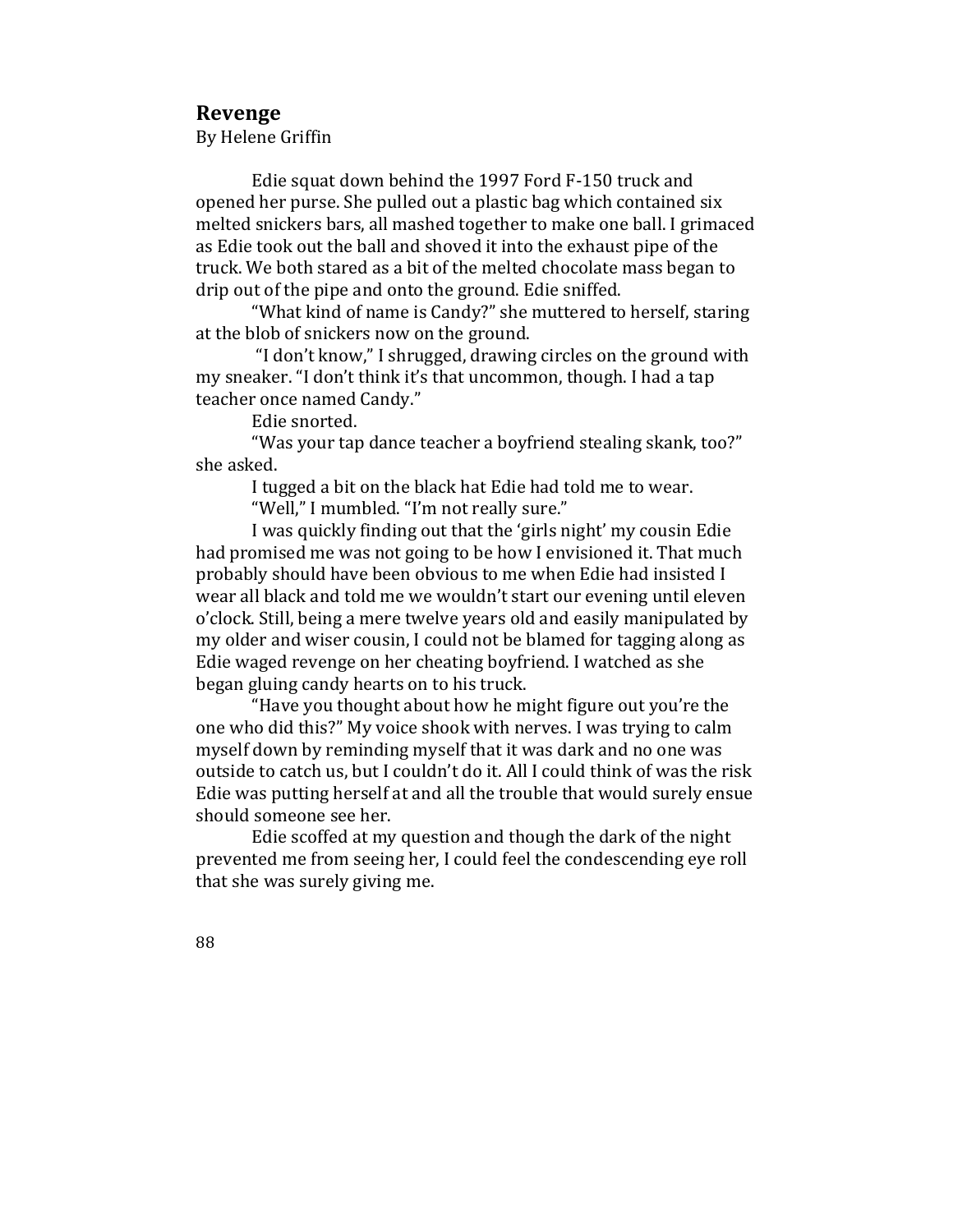## Revenge

By Helene Griffin

Edie squat down behind the 1997 Ford F-150 truck and opened her purse. She pulled out a plastic bag which contained six melted snickers bars, all mashed together to make one ball. I grimaced as Edie took out the ball and shoved it into the exhaust pipe of the truck. We both stared as a bit of the melted chocolate mass began to drip out of the pipe and onto the ground. Edie sniffed.

"What kind of name is Candy?" she muttered to herself, staring at the blob of snickers now on the ground.

"I don't know," I shrugged, drawing circles on the ground with my sneaker. "I don't think it's that uncommon, though. I had a tap teacher once named Candy."

Edie snorted.

"Was your tap dance teacher a boyfriend stealing skank, too?" she asked.

I tugged a bit on the black hat Edie had told me to wear.

"Well," I mumbled. "I'm not really sure."

I was quickly finding out that the 'girls night' my cousin Edie had promised me was not going to be how I envisioned it. That much probably should have been obvious to me when Edie had insisted I wear all black and told me we wouldn't start our evening until eleven o'clock. Still, being a mere twelve years old and easily manipulated by my older and wiser cousin, I could not be blamed for tagging along as Edie waged revenge on her cheating boyfriend. I watched as she began gluing candy hearts on to his truck.

"Have you thought about how he might figure out you're the one who did this?" My voice shook with nerves. I was trying to calm myself down by reminding myself that it was dark and no one was outside to catch us, but I couldn't do it. All I could think of was the risk Edie was putting herself at and all the trouble that would surely ensue should someone see her.

Edie scoffed at my question and though the dark of the night prevented me from seeing her, I could feel the condescending eye roll that she was surely giving me.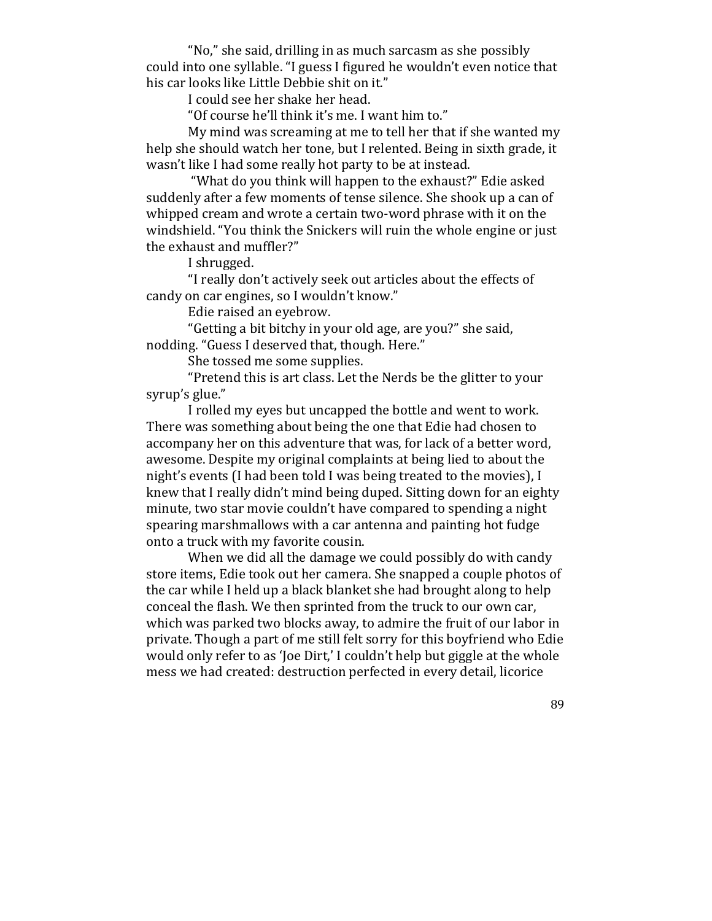"No," she said, drilling in as much sarcasm as she possibly could into one syllable. "I guess I figured he wouldn't even notice that his car looks like Little Debbie shit on it."

I could see her shake her head.

"Of course he'll think it's me. I want him to."

My mind was screaming at me to tell her that if she wanted my help she should watch her tone, but I relented. Being in sixth grade, it wasn't like I had some really hot party to be at instead.

"What do you think will happen to the exhaust?" Edie asked suddenly after a few moments of tense silence. She shook up a can of whipped cream and wrote a certain two-word phrase with it on the windshield. "You think the Snickers will ruin the whole engine or just the exhaust and muffler?"

I shrugged.

"I really don't actively seek out articles about the effects of candy on car engines, so I wouldn't know."

Edie raised an eyebrow.

"Getting a bit bitchy in your old age, are you?" she said, nodding. "Guess I deserved that, though. Here."

She tossed me some supplies.

"Pretend this is art class. Let the Nerds be the glitter to your syrup's glue."

I rolled my eyes but uncapped the bottle and went to work. There was something about being the one that Edie had chosen to accompany her on this adventure that was, for lack of a better word, awesome. Despite my original complaints at being lied to about the night's events (I had been told I was being treated to the movies), I knew that I really didn't mind being duped. Sitting down for an eighty minute, two star movie couldn't have compared to spending a night spearing marshmallows with a car antenna and painting hot fudge onto a truck with my favorite cousin.

When we did all the damage we could possibly do with candy store items, Edie took out her camera. She snapped a couple photos of the car while I held up a black blanket she had brought along to help conceal the flash. We then sprinted from the truck to our own car, which was parked two blocks away, to admire the fruit of our labor in private. Though a part of me still felt sorry for this boyfriend who Edie would only refer to as 'Joe Dirt,' I couldn't help but giggle at the whole mess we had created: destruction perfected in every detail, licorice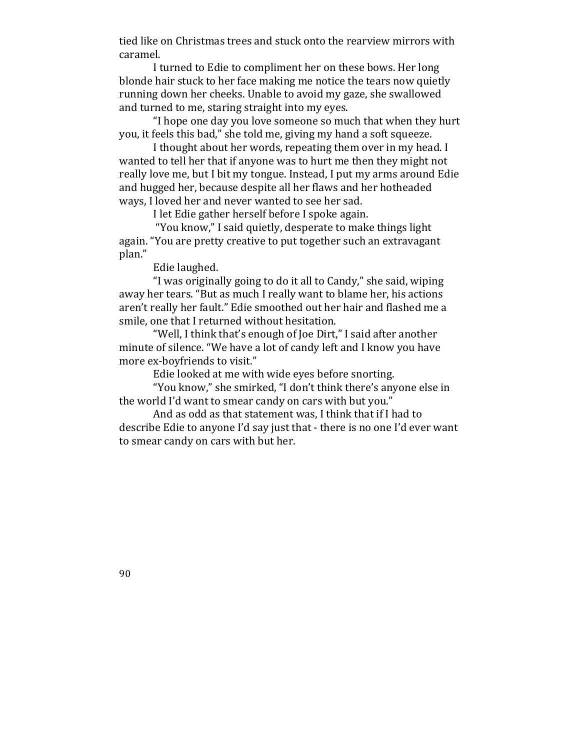tied like on Christmas trees and stuck onto the rearview mirrors with caramel.

I turned to Edie to compliment her on these bows. Her long blonde hair stuck to her face making me notice the tears now quietly running down her cheeks. Unable to avoid my gaze, she swallowed and turned to me, staring straight into my eyes.

"I hope one day you love someone so much that when they hurt you, it feels this bad," she told me, giving my hand a soft squeeze.

I thought about her words, repeating them over in my head. I wanted to tell her that if anyone was to hurt me then they might not really love me, but I bit my tongue. Instead, I put my arms around Edie and hugged her, because despite all her flaws and her hotheaded ways, I loved her and never wanted to see her sad.

I let Edie gather herself before I spoke again.

"You know," I said quietly, desperate to make things light again. "You are pretty creative to put together such an extravagant plan."

Edie laughed.

"I was originally going to do it all to Candy," she said, wiping away her tears. "But as much I really want to blame her, his actions aren't really her fault." Edie smoothed out her hair and flashed me a smile, one that I returned without hesitation.

"Well, I think that's enough of Joe Dirt," I said after another minute of silence. "We have a lot of candy left and I know you have more ex-boyfriends to visit."

Edie looked at me with wide eyes before snorting.

"You know," she smirked, "I don't think there's anyone else in the world I'd want to smear candy on cars with but you."

And as odd as that statement was, I think that if I had to describe Edie to anyone I'd say just that - there is no one I'd ever want to smear candy on cars with but her.